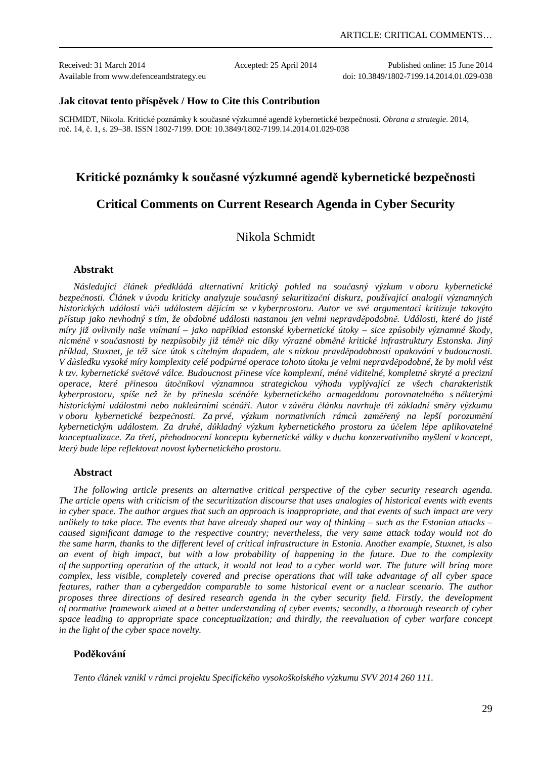Received: 31 March 2014 Accepted: 25 April 2014 Published online: 15 June 2014
Available from www.defenceandstrategy.eu doi: 10.3849/1802-7199.14.2014.01.029-038

**Jak citovat tento příspěvek / How to Cite this Contribution**

SCHMIDT, Nikola. Kritické poznámky k současné výzkumné agendě kybernetické bezpečnosti. *Obrana a strategie*. 2014, roč. 14, č. 1, s. 29–38. ISSN 1802-7199. DOI: 10.3849/1802-7199.14.2014.01.029-038

# Kritické poznámky k současné výzkumné agendě kybernetické bezpečnosti

# Critical Comments on Current Research Agenda in Cyber Security

Nikola Schmidt

## Abstrakt

*Následující článek předkládá alternativní kritický pohled na současný výzkum v oboru kybernetické bezpečnosti. Článek v úvodu kriticky analyzuje současný sekuritizační diskurz, používající analogii významných historických událostí vůči událostem dějícím se v kyberprostoru. Autor ve své argumentaci kritizuje takovýto přístup jako nevhodný s tím, že obdobné události nastanou jen velmi nepravděpodobně. Události, které do jisté míry již ovlivnily naše vnímaní – jako například estonské kybernetické útoky – sice způsobily významné škody, nicméně v současnosti by nezpůsobily již téměř nic díky výrazné obměně kritické infrastruktury Estonska. Jiný příklad, Stuxnet, je též sice útok s citelným dopadem, ale s nízkou pravděpodobností opakování v budoucnosti. V důsledku vysoké míry komplexity celé podpůrné operace tohoto útoku je velmi nepravděpodobné, že by mohl vést k tzv. kybernetické světové válce. Budoucnost přinese více komplexní, méně viditelné, kompletně skryté a precizní operace, které přinesou útočníkovi významnou strategickou výhodu vyplývající ze všech charakteristik kyberprostoru, spíše než že by přinesla scénáře kybernetického armageddonu porovnatelného s některými historickými událostmi nebo nukleárními scénáři. Autor v závěru článku navrhuje tři základní směry výzkumu v oboru kybernetické bezpečnosti. Za prvé, výzkum normativních rámců zaměřený na lepší porozumění kybernetickým událostem. Za druhé, důkladný výzkum kybernetického prostoru za účelem lépe aplikovatelné konceptualizace. Za třetí, přehodnocení konceptu kybernetické války v duchu konzervativního myšlení v koncept, který bude lépe reflektovat novost kybernetického prostoru.*

## Abstract

*The following article presents an alternative critical perspective of the cyber security research agenda. The article opens with criticism of the securitization discourse that uses analogies of historical events with events in cyber space. The author argues that such an approach is inappropriate, and that events of such impact are very unlikely to take place. The events that have already shaped our way of thinking – such as the Estonian attacks – caused significant damage to the respective country; nevertheless, the very same attack today would not do the same harm, thanks to the different level of critical infrastructure in Estonia. Another example, Stuxnet, is also an event of high impact, but with a low probability of happening in the future. Due to the complexity of the supporting operation of the attack, it would not lead to a cyber world war. The future will bring more complex, less visible, completely covered and precise operations that will take advantage of all cyber space features, rather than a cybergeddon comparable to some historical event or a nuclear scenario. The author proposes three directions of desired research agenda in the cyber security field. Firstly, the development of normative framework aimed at a better understanding of cyber events; secondly, a thorough research of cyber space leading to appropriate space conceptualization; and thirdly, the reevaluation of cyber warfare concept in the light of the cyber space novelty.*

## Poděkování

*Tento článek vznikl v rámci projektu Specifického vysokoškolského výzkumu SVV 2014 260 111.*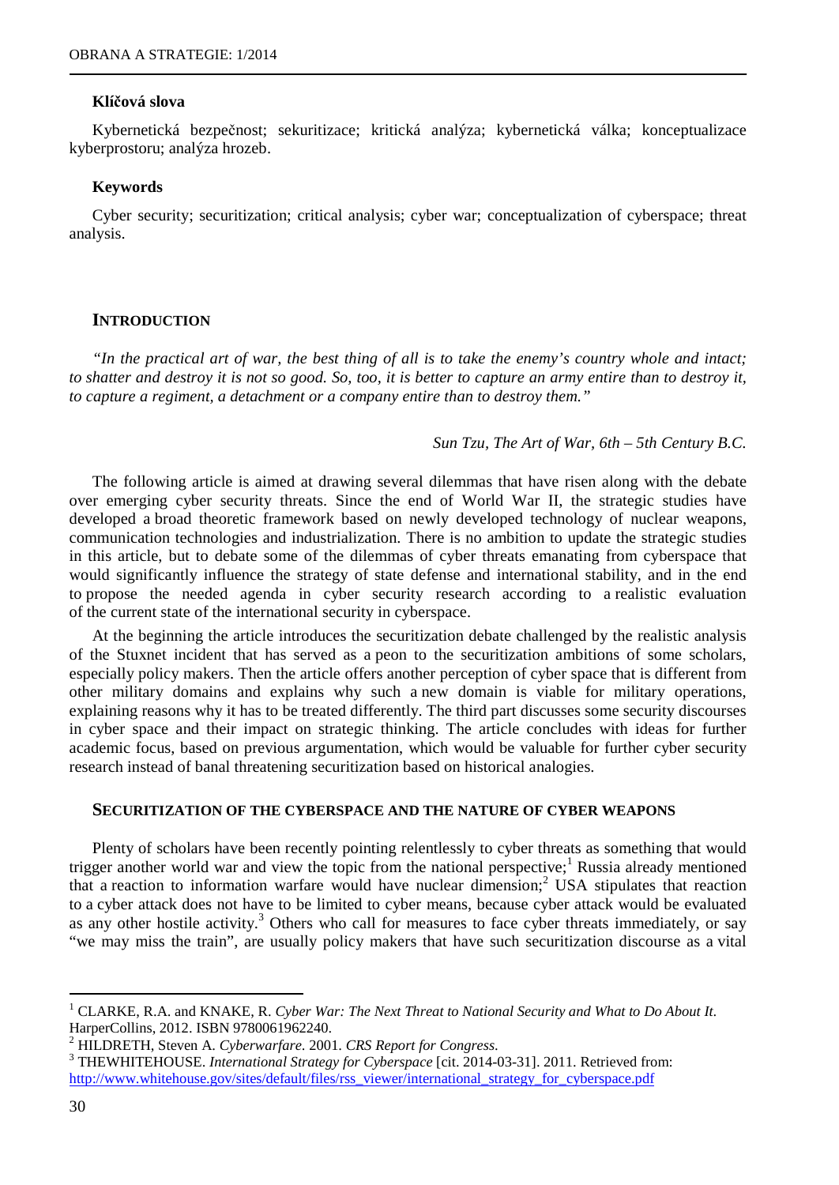**Klíčová slova**

Kybernetická bezpečnost; sekuritizace; kritická analýza; kybernetická válka; konceptualizace kyberprostoru; analýza hrozeb.

**Keywords**

Cyber security; securitization; critical analysis; cyber war; conceptualization of cyberspace; threat analysis.

## INTRODUCTION

*"In the practical art of war, the best thing of all is to take the enemy's country whole and intact; to shatter and destroy it is not so good. So, too, it is better to capture an army entire than to destroy it, to capture a regiment, a detachment or a company entire than to destroy them."*

*Sun Tzu, The Art of War, 6th – 5th Century B.C.*

The following article is aimed at drawing several dilemmas that have risen along with the debate over emerging cyber security threats. Since the end of World War II, the strategic studies have developed a broad theoretic framework based on newly developed technology of nuclear weapons, communication technologies and industrialization. There is no ambition to update the strategic studies in this article, but to debate some of the dilemmas of cyber threats emanating from cyberspace that would significantly influence the strategy of state defense and international stability, and in the end to propose the needed agenda in cyber security research according to a realistic evaluation of the current state of the international security in cyberspace.

At the beginning the article introduces the securitization debate challenged by the realistic analysis of the Stuxnet incident that has served as a peon to the securitization ambitions of some scholars, especially policy makers. Then the article offers another perception of cyber space that is different from other military domains and explains why such a new domain is viable for military operations, explaining reasons why it has to be treated differently. The third part discusses some security discourses in cyber space and their impact on strategic thinking. The article concludes with ideas for further academic focus, based on previous argumentation, which would be valuable for further cyber security research instead of banal threatening securitization based on historical analogies.

## SECURITIZATION OF THE CYBERSPACE AND THE NATURE OF CYBER WEAPONS

Plenty of scholars have been recently pointing relentlessly to cyber threats as something that would trigger another world war and view the topic from the national perspective;[1] Russia already mentioned that a reaction to information warfare would have nuclear dimension;[2] USA stipulates that reaction to a cyber attack does not have to be limited to cyber means, because cyber attack would be evaluated as any other hostile activity.[3] Others who call for measures to face cyber threats immediately, or say "we may miss the train", are usually policy makers that have such securitization discourse as a vital

---

[1] CLARKE, R.A. and KNAKE, R. *Cyber War: The Next Threat to National Security and What to Do About It*. HarperCollins, 2012. ISBN 9780061962240.

[2] HILDRETH, Steven A. *Cyberwarfare.* 2001. *CRS Report for Congress.*

[3] THEWHITEHOUSE. *International Strategy for Cyberspace* [cit. 2014-03-31]. 2011. Retrieved from: http://www.whitehouse.gov/sites/default/files/rss_viewer/international_strategy_for_cyberspace.pdf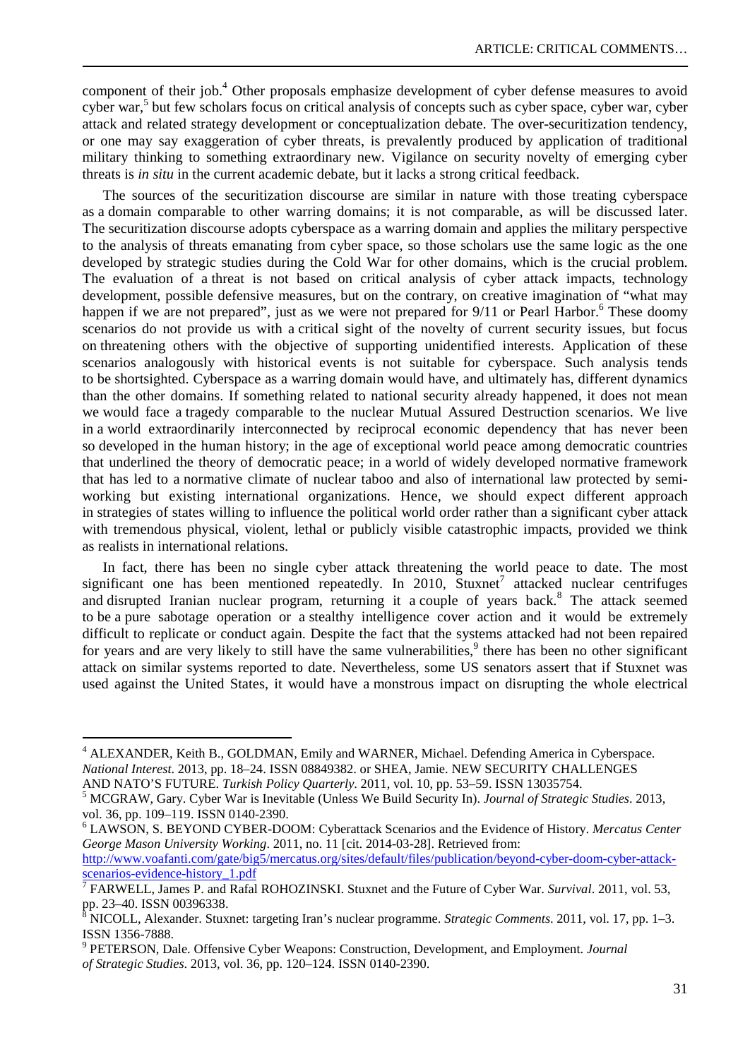component of their job.[4] Other proposals emphasize development of cyber defense measures to avoid cyber war,[5] but few scholars focus on critical analysis of concepts such as cyber space, cyber war, cyber attack and related strategy development or conceptualization debate. The over-securitization tendency, or one may say exaggeration of cyber threats, is prevalently produced by application of traditional military thinking to something extraordinary new. Vigilance on security novelty of emerging cyber threats is *in situ* in the current academic debate, but it lacks a strong critical feedback.

The sources of the securitization discourse are similar in nature with those treating cyberspace as a domain comparable to other warring domains; it is not comparable, as will be discussed later. The securitization discourse adopts cyberspace as a warring domain and applies the military perspective to the analysis of threats emanating from cyber space, so those scholars use the same logic as the one developed by strategic studies during the Cold War for other domains, which is the crucial problem. The evaluation of a threat is not based on critical analysis of cyber attack impacts, technology development, possible defensive measures, but on the contrary, on creative imagination of "what may happen if we are not prepared", just as we were not prepared for 9/11 or Pearl Harbor.[6] These doomy scenarios do not provide us with a critical sight of the novelty of current security issues, but focus on threatening others with the objective of supporting unidentified interests. Application of these scenarios analogously with historical events is not suitable for cyberspace. Such analysis tends to be shortsighted. Cyberspace as a warring domain would have, and ultimately has, different dynamics than the other domains. If something related to national security already happened, it does not mean we would face a tragedy comparable to the nuclear Mutual Assured Destruction scenarios. We live in a world extraordinarily interconnected by reciprocal economic dependency that has never been so developed in the human history; in the age of exceptional world peace among democratic countries that underlined the theory of democratic peace; in a world of widely developed normative framework that has led to a normative climate of nuclear taboo and also of international law protected by semi-working but existing international organizations. Hence, we should expect different approach in strategies of states willing to influence the political world order rather than a significant cyber attack with tremendous physical, violent, lethal or publicly visible catastrophic impacts, provided we think as realists in international relations.

In fact, there has been no single cyber attack threatening the world peace to date. The most significant one has been mentioned repeatedly. In 2010, Stuxnet[7] attacked nuclear centrifuges and disrupted Iranian nuclear program, returning it a couple of years back.[8] The attack seemed to be a pure sabotage operation or a stealthy intelligence cover action and it would be extremely difficult to replicate or conduct again. Despite the fact that the systems attacked had not been repaired for years and are very likely to still have the same vulnerabilities,[9] there has been no other significant attack on similar systems reported to date. Nevertheless, some US senators assert that if Stuxnet was used against the United States, it would have a monstrous impact on disrupting the whole electrical

---

[4] ALEXANDER, Keith B., GOLDMAN, Emily and WARNER, Michael. Defending America in Cyberspace. *National Interest*. 2013, pp. 18–24. ISSN 08849382. or SHEA, Jamie. NEW SECURITY CHALLENGES AND NATO'S FUTURE. *Turkish Policy Quarterly*. 2011, vol. 10, pp. 53–59. ISSN 13035754.

[5] MCGRAW, Gary. Cyber War is Inevitable (Unless We Build Security In). *Journal of Strategic Studies*. 2013, vol. 36, pp. 109–119. ISSN 0140-2390.

[6] LAWSON, S. BEYOND CYBER-DOOM: Cyberattack Scenarios and the Evidence of History. *Mercatus Center George Mason University Working*. 2011, no. 11 [cit. 2014-03-28]. Retrieved from: http://www.voafanti.com/gate/big5/mercatus.org/sites/default/files/publication/beyond-cyber-doom-cyber-attack-scenarios-evidence-history_1.pdf

[7] FARWELL, James P. and Rafal ROHOZINSKI. Stuxnet and the Future of Cyber War. *Survival*. 2011, vol. 53, pp. 23–40. ISSN 00396338.

[8] NICOLL, Alexander. Stuxnet: targeting Iran's nuclear programme. *Strategic Comments*. 2011, vol. 17, pp. 1–3. ISSN 1356-7888.

[9] PETERSON, Dale. Offensive Cyber Weapons: Construction, Development, and Employment. *Journal of Strategic Studies*. 2013, vol. 36, pp. 120–124. ISSN 0140-2390.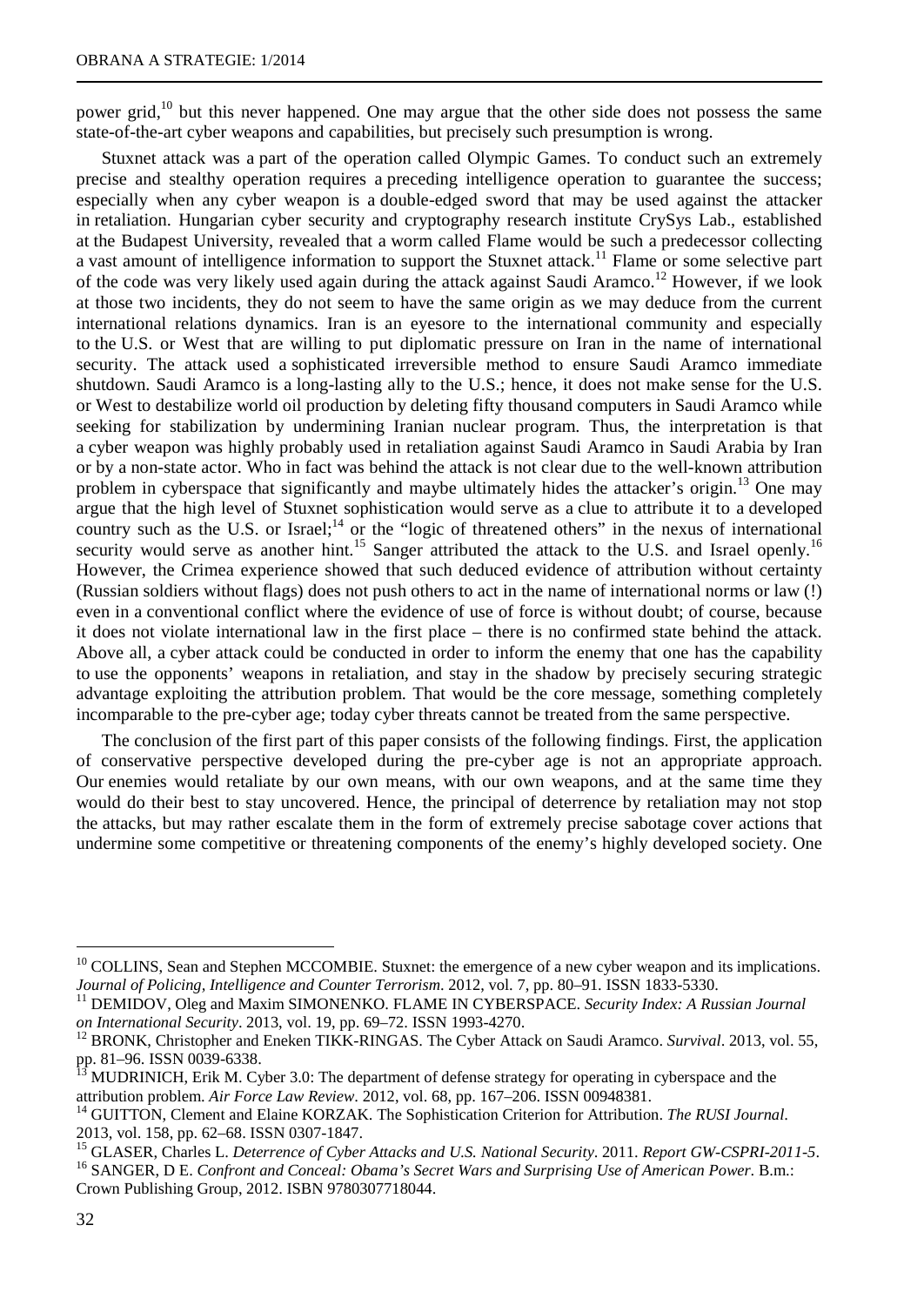power grid,[10] but this never happened. One may argue that the other side does not possess the same state-of-the-art cyber weapons and capabilities, but precisely such presumption is wrong.

Stuxnet attack was a part of the operation called Olympic Games. To conduct such an extremely precise and stealthy operation requires a preceding intelligence operation to guarantee the success; especially when any cyber weapon is a double-edged sword that may be used against the attacker in retaliation. Hungarian cyber security and cryptography research institute CrySys Lab., established at the Budapest University, revealed that a worm called Flame would be such a predecessor collecting a vast amount of intelligence information to support the Stuxnet attack.[11] Flame or some selective part of the code was very likely used again during the attack against Saudi Aramco.[12] However, if we look at those two incidents, they do not seem to have the same origin as we may deduce from the current international relations dynamics. Iran is an eyesore to the international community and especially to the U.S. or West that are willing to put diplomatic pressure on Iran in the name of international security. The attack used a sophisticated irreversible method to ensure Saudi Aramco immediate shutdown. Saudi Aramco is a long-lasting ally to the U.S.; hence, it does not make sense for the U.S. or West to destabilize world oil production by deleting fifty thousand computers in Saudi Aramco while seeking for stabilization by undermining Iranian nuclear program. Thus, the interpretation is that a cyber weapon was highly probably used in retaliation against Saudi Aramco in Saudi Arabia by Iran or by a non-state actor. Who in fact was behind the attack is not clear due to the well-known attribution problem in cyberspace that significantly and maybe ultimately hides the attacker's origin.[13] One may argue that the high level of Stuxnet sophistication would serve as a clue to attribute it to a developed country such as the U.S. or Israel;[14] or the "logic of threatened others" in the nexus of international security would serve as another hint.[15] Sanger attributed the attack to the U.S. and Israel openly.[16] However, the Crimea experience showed that such deduced evidence of attribution without certainty (Russian soldiers without flags) does not push others to act in the name of international norms or law (!) even in a conventional conflict where the evidence of use of force is without doubt; of course, because it does not violate international law in the first place – there is no confirmed state behind the attack. Above all, a cyber attack could be conducted in order to inform the enemy that one has the capability to use the opponents' weapons in retaliation, and stay in the shadow by precisely securing strategic advantage exploiting the attribution problem. That would be the core message, something completely incomparable to the pre-cyber age; today cyber threats cannot be treated from the same perspective.

The conclusion of the first part of this paper consists of the following findings. First, the application of conservative perspective developed during the pre-cyber age is not an appropriate approach. Our enemies would retaliate by our own means, with our own weapons, and at the same time they would do their best to stay uncovered. Hence, the principal of deterrence by retaliation may not stop the attacks, but may rather escalate them in the form of extremely precise sabotage cover actions that undermine some competitive or threatening components of the enemy's highly developed society. One

---

[10] COLLINS, Sean and Stephen MCCOMBIE. Stuxnet: the emergence of a new cyber weapon and its implications. *Journal of Policing, Intelligence and Counter Terrorism*. 2012, vol. 7, pp. 80–91. ISSN 1833-5330.

[11] DEMIDOV, Oleg and Maxim SIMONENKO. FLAME IN CYBERSPACE. *Security Index: A Russian Journal on International Security*. 2013, vol. 19, pp. 69–72. ISSN 1993-4270.

[12] BRONK, Christopher and Eneken TIKK-RINGAS. The Cyber Attack on Saudi Aramco. *Survival*. 2013, vol. 55, pp. 81–96. ISSN 0039-6338.

[13] MUDRINICH, Erik M. Cyber 3.0: The department of defense strategy for operating in cyberspace and the attribution problem. *Air Force Law Review*. 2012, vol. 68, pp. 167–206. ISSN 00948381.

[14] GUITTON, Clement and Elaine KORZAK. The Sophistication Criterion for Attribution. *The RUSI Journal*. 2013, vol. 158, pp. 62–68. ISSN 0307-1847.

[15] GLASER, Charles L. *Deterrence of Cyber Attacks and U.S. National Security*. 2011. *Report GW-CSPRI-2011-5*.

[16] SANGER, D E. *Confront and Conceal: Obama's Secret Wars and Surprising Use of American Power*. B.m.: Crown Publishing Group, 2012. ISBN 9780307718044.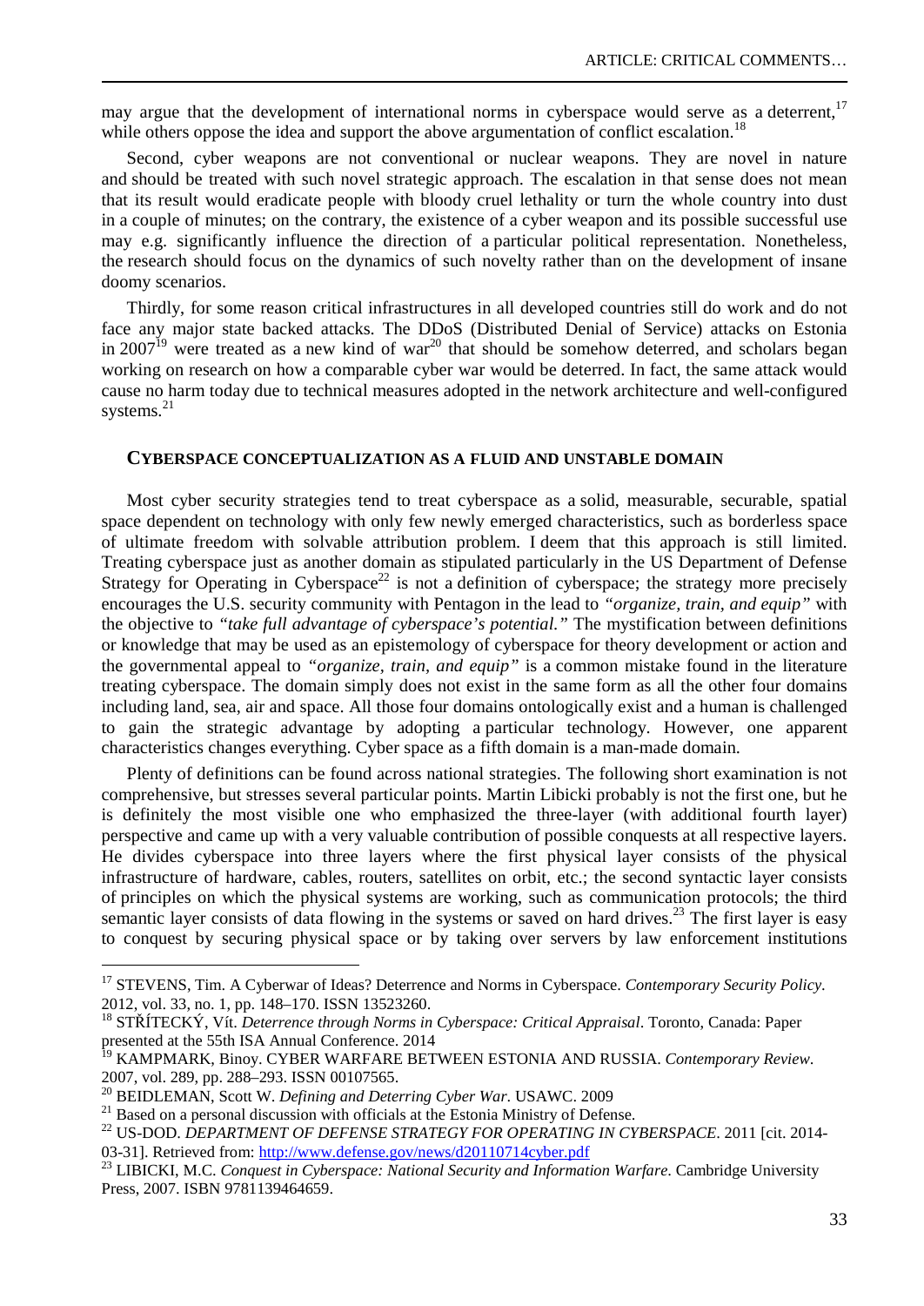may argue that the development of international norms in cyberspace would serve as a deterrent,[17] while others oppose the idea and support the above argumentation of conflict escalation.[18]

Second, cyber weapons are not conventional or nuclear weapons. They are novel in nature and should be treated with such novel strategic approach. The escalation in that sense does not mean that its result would eradicate people with bloody cruel lethality or turn the whole country into dust in a couple of minutes; on the contrary, the existence of a cyber weapon and its possible successful use may e.g. significantly influence the direction of a particular political representation. Nonetheless, the research should focus on the dynamics of such novelty rather than on the development of insane doomy scenarios.

Thirdly, for some reason critical infrastructures in all developed countries still do work and do not face any major state backed attacks. The DDoS (Distributed Denial of Service) attacks on Estonia in 2007[19] were treated as a new kind of war[20] that should be somehow deterred, and scholars began working on research on how a comparable cyber war would be deterred. In fact, the same attack would cause no harm today due to technical measures adopted in the network architecture and well-configured systems.[21]

## CYBERSPACE CONCEPTUALIZATION AS A FLUID AND UNSTABLE DOMAIN

Most cyber security strategies tend to treat cyberspace as a solid, measurable, securable, spatial space dependent on technology with only few newly emerged characteristics, such as borderless space of ultimate freedom with solvable attribution problem. I deem that this approach is still limited. Treating cyberspace just as another domain as stipulated particularly in the US Department of Defense Strategy for Operating in Cyberspace[22] is not a definition of cyberspace; the strategy more precisely encourages the U.S. security community with Pentagon in the lead to *"organize, train, and equip"* with the objective to *"take full advantage of cyberspace's potential."* The mystification between definitions or knowledge that may be used as an epistemology of cyberspace for theory development or action and the governmental appeal to *"organize, train, and equip"* is a common mistake found in the literature treating cyberspace. The domain simply does not exist in the same form as all the other four domains including land, sea, air and space. All those four domains ontologically exist and a human is challenged to gain the strategic advantage by adopting a particular technology. However, one apparent characteristics changes everything. Cyber space as a fifth domain is a man-made domain.

Plenty of definitions can be found across national strategies. The following short examination is not comprehensive, but stresses several particular points. Martin Libicki probably is not the first one, but he is definitely the most visible one who emphasized the three-layer (with additional fourth layer) perspective and came up with a very valuable contribution of possible conquests at all respective layers. He divides cyberspace into three layers where the first physical layer consists of the physical infrastructure of hardware, cables, routers, satellites on orbit, etc.; the second syntactic layer consists of principles on which the physical systems are working, such as communication protocols; the third semantic layer consists of data flowing in the systems or saved on hard drives.[23] The first layer is easy to conquest by securing physical space or by taking over servers by law enforcement institutions

---

[17] STEVENS, Tim. A Cyberwar of Ideas? Deterrence and Norms in Cyberspace. *Contemporary Security Policy*. 2012, vol. 33, no. 1, pp. 148–170. ISSN 13523260.

[18] STŘÍTECKÝ, Vít. *Deterrence through Norms in Cyberspace: Critical Appraisal*. Toronto, Canada: Paper presented at the 55th ISA Annual Conference. 2014

[19] KAMPMARK, Binoy. CYBER WARFARE BETWEEN ESTONIA AND RUSSIA. *Contemporary Review*. 2007, vol. 289, pp. 288–293. ISSN 00107565.

[20] BEIDLEMAN, Scott W. *Defining and Deterring Cyber War*. USAWC. 2009

[21] Based on a personal discussion with officials at the Estonia Ministry of Defense.

[22] US-DOD. *DEPARTMENT OF DEFENSE STRATEGY FOR OPERATING IN CYBERSPACE*. 2011 [cit. 2014-03-31]. Retrieved from: http://www.defense.gov/news/d20110714cyber.pdf

[23] LIBICKI, M.C. *Conquest in Cyberspace: National Security and Information Warfare*. Cambridge University Press, 2007. ISBN 9781139464659.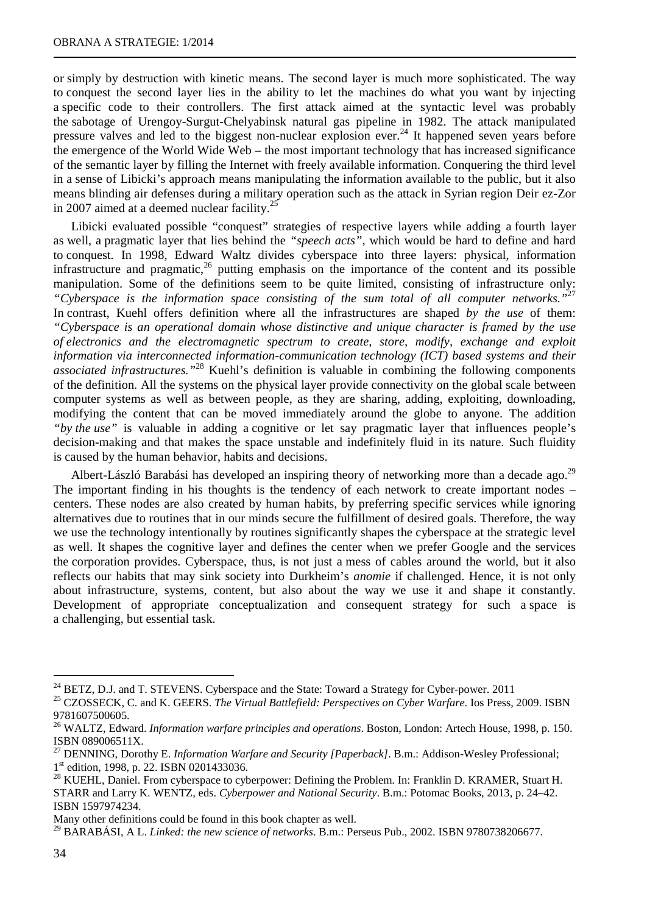or simply by destruction with kinetic means. The second layer is much more sophisticated. The way to conquest the second layer lies in the ability to let the machines do what you want by injecting a specific code to their controllers. The first attack aimed at the syntactic level was probably the sabotage of Urengoy-Surgut-Chelyabinsk natural gas pipeline in 1982. The attack manipulated pressure valves and led to the biggest non-nuclear explosion ever.[24] It happened seven years before the emergence of the World Wide Web – the most important technology that has increased significance of the semantic layer by filling the Internet with freely available information. Conquering the third level in a sense of Libicki's approach means manipulating the information available to the public, but it also means blinding air defenses during a military operation such as the attack in Syrian region Deir ez-Zor in 2007 aimed at a deemed nuclear facility.[25]

Libicki evaluated possible "conquest" strategies of respective layers while adding a fourth layer as well, a pragmatic layer that lies behind the *"speech acts"*, which would be hard to define and hard to conquest. In 1998, Edward Waltz divides cyberspace into three layers: physical, information infrastructure and pragmatic,[26] putting emphasis on the importance of the content and its possible manipulation. Some of the definitions seem to be quite limited, consisting of infrastructure only: *"Cyberspace is the information space consisting of the sum total of all computer networks."*[27] In contrast, Kuehl offers definition where all the infrastructures are shaped *by the use* of them: *"Cyberspace is an operational domain whose distinctive and unique character is framed by the use of electronics and the electromagnetic spectrum to create, store, modify, exchange and exploit information via interconnected information-communication technology (ICT) based systems and their associated infrastructures."*[28] Kuehl's definition is valuable in combining the following components of the definition. All the systems on the physical layer provide connectivity on the global scale between computer systems as well as between people, as they are sharing, adding, exploiting, downloading, modifying the content that can be moved immediately around the globe to anyone. The addition *"by the use"* is valuable in adding a cognitive or let say pragmatic layer that influences people's decision-making and that makes the space unstable and indefinitely fluid in its nature. Such fluidity is caused by the human behavior, habits and decisions.

Albert-László Barabási has developed an inspiring theory of networking more than a decade ago.[29] The important finding in his thoughts is the tendency of each network to create important nodes – centers. These nodes are also created by human habits, by preferring specific services while ignoring alternatives due to routines that in our minds secure the fulfillment of desired goals. Therefore, the way we use the technology intentionally by routines significantly shapes the cyberspace at the strategic level as well. It shapes the cognitive layer and defines the center when we prefer Google and the services the corporation provides. Cyberspace, thus, is not just a mess of cables around the world, but it also reflects our habits that may sink society into Durkheim's *anomie* if challenged. Hence, it is not only about infrastructure, systems, content, but also about the way we use it and shape it constantly. Development of appropriate conceptualization and consequent strategy for such a space is a challenging, but essential task.

---

[24] BETZ, D.J. and T. STEVENS. Cyberspace and the State: Toward a Strategy for Cyber-power. 2011

[25] CZOSSECK, C. and K. GEERS. *The Virtual Battlefield: Perspectives on Cyber Warfare*. Ios Press, 2009. ISBN 9781607500605.

[26] WALTZ, Edward. *Information warfare principles and operations*. Boston, London: Artech House, 1998, p. 150. ISBN 089006511X.

[27] DENNING, Dorothy E. *Information Warfare and Security [Paperback]*. B.m.: Addison-Wesley Professional; 1st edition, 1998, p. 22. ISBN 0201433036.

[28] KUEHL, Daniel. From cyberspace to cyberpower: Defining the Problem. In: Franklin D. KRAMER, Stuart H. STARR and Larry K. WENTZ, eds. *Cyberpower and National Security*. B.m.: Potomac Books, 2013, p. 24–42. ISBN 1597974234.
Many other definitions could be found in this book chapter as well.

[29] BARABÁSI, A L. *Linked: the new science of networks*. B.m.: Perseus Pub., 2002. ISBN 9780738206677.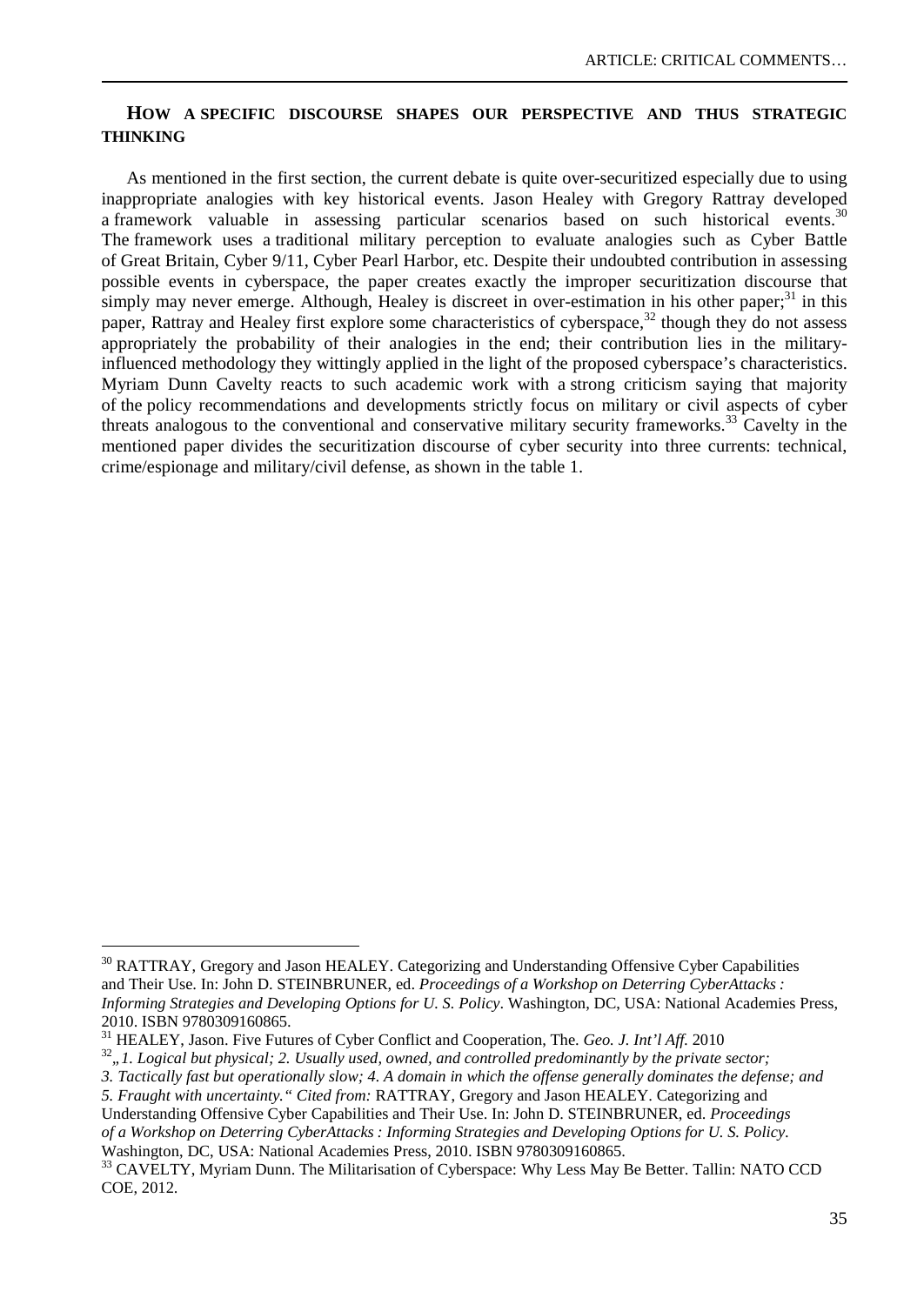## HOW A SPECIFIC DISCOURSE SHAPES OUR PERSPECTIVE AND THUS STRATEGIC THINKING

As mentioned in the first section, the current debate is quite over-securitized especially due to using inappropriate analogies with key historical events. Jason Healey with Gregory Rattray developed a framework valuable in assessing particular scenarios based on such historical events.[30] The framework uses a traditional military perception to evaluate analogies such as Cyber Battle of Great Britain, Cyber 9/11, Cyber Pearl Harbor, etc. Despite their undoubted contribution in assessing possible events in cyberspace, the paper creates exactly the improper securitization discourse that simply may never emerge. Although, Healey is discreet in over-estimation in his other paper;[31] in this paper, Rattray and Healey first explore some characteristics of cyberspace,[32] though they do not assess appropriately the probability of their analogies in the end; their contribution lies in the military-influenced methodology they wittingly applied in the light of the proposed cyberspace's characteristics. Myriam Dunn Cavelty reacts to such academic work with a strong criticism saying that majority of the policy recommendations and developments strictly focus on military or civil aspects of cyber threats analogous to the conventional and conservative military security frameworks.[33] Cavelty in the mentioned paper divides the securitization discourse of cyber security into three currents: technical, crime/espionage and military/civil defense, as shown in the table 1.

---

[30] RATTRAY, Gregory and Jason HEALEY. Categorizing and Understanding Offensive Cyber Capabilities and Their Use. In: John D. STEINBRUNER, ed. *Proceedings of a Workshop on Deterring CyberAttacks : Informing Strategies and Developing Options for U. S. Policy*. Washington, DC, USA: National Academies Press, 2010. ISBN 9780309160865.

[31] HEALEY, Jason. Five Futures of Cyber Conflict and Cooperation, The. *Geo. J. Int'l Aff.* 2010

[32] *„1. Logical but physical; 2. Usually used, owned, and controlled predominantly by the private sector; 3. Tactically fast but operationally slow; 4. A domain in which the offense generally dominates the defense; and 5. Fraught with uncertainty." Cited from:* RATTRAY, Gregory and Jason HEALEY. Categorizing and Understanding Offensive Cyber Capabilities and Their Use. In: John D. STEINBRUNER, ed. *Proceedings of a Workshop on Deterring CyberAttacks : Informing Strategies and Developing Options for U. S. Policy*. Washington, DC, USA: National Academies Press, 2010. ISBN 9780309160865.

[33] CAVELTY, Myriam Dunn. The Militarisation of Cyberspace: Why Less May Be Better. Tallin: NATO CCD COE, 2012.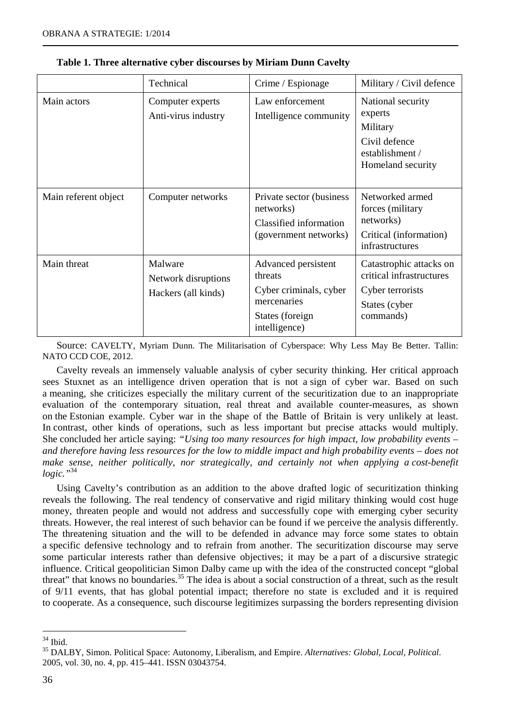**Table 1. Three alternative cyber discourses by Miriam Dunn Cavelty**

| | Technical | Crime / Espionage | Military / Civil defence |
|---|---|---|---|
| Main actors | Computer experts<br>Anti-virus industry | Law enforcement<br>Intelligence community | National security experts<br>Military<br>Civil defence establishment / Homeland security |
| Main referent object | Computer networks | Private sector (business networks)<br>Classified information (government networks) | Networked armed forces (military networks)<br>Critical (information) infrastructures |
| Main threat | Malware<br>Network disruptions<br>Hackers (all kinds) | Advanced persistent threats<br>Cyber criminals, cyber mercenaries<br>States (foreign intelligence) | Catastrophic attacks on critical infrastructures<br>Cyber terrorists<br>States (cyber commands) |

Source: CAVELTY, Myriam Dunn. The Militarisation of Cyberspace: Why Less May Be Better. Tallin: NATO CCD COE, 2012.

Cavelty reveals an immensely valuable analysis of cyber security thinking. Her critical approach sees Stuxnet as an intelligence driven operation that is not a sign of cyber war. Based on such a meaning, she criticizes especially the military current of the securitization due to an inappropriate evaluation of the contemporary situation, real threat and available counter-measures, as shown on the Estonian example. Cyber war in the shape of the Battle of Britain is very unlikely at least. In contrast, other kinds of operations, such as less important but precise attacks would multiply. She concluded her article saying: *"Using too many resources for high impact, low probability events – and therefore having less resources for the low to middle impact and high probability events – does not make sense, neither politically, nor strategically, and certainly not when applying a cost-benefit logic."*[34]

Using Cavelty's contribution as an addition to the above drafted logic of securitization thinking reveals the following. The real tendency of conservative and rigid military thinking would cost huge money, threaten people and would not address and successfully cope with emerging cyber security threats. However, the real interest of such behavior can be found if we perceive the analysis differently. The threatening situation and the will to be defended in advance may force some states to obtain a specific defensive technology and to refrain from another. The securitization discourse may serve some particular interests rather than defensive objectives; it may be a part of a discursive strategic influence. Critical geopolitician Simon Dalby came up with the idea of the constructed concept "global threat" that knows no boundaries.[35] The idea is about a social construction of a threat, such as the result of 9/11 events, that has global potential impact; therefore no state is excluded and it is required to cooperate. As a consequence, such discourse legitimizes surpassing the borders representing division

[34] Ibid.

[35] DALBY, Simon. Political Space: Autonomy, Liberalism, and Empire. *Alternatives: Global, Local, Political*. 2005, vol. 30, no. 4, pp. 415–441. ISSN 03043754.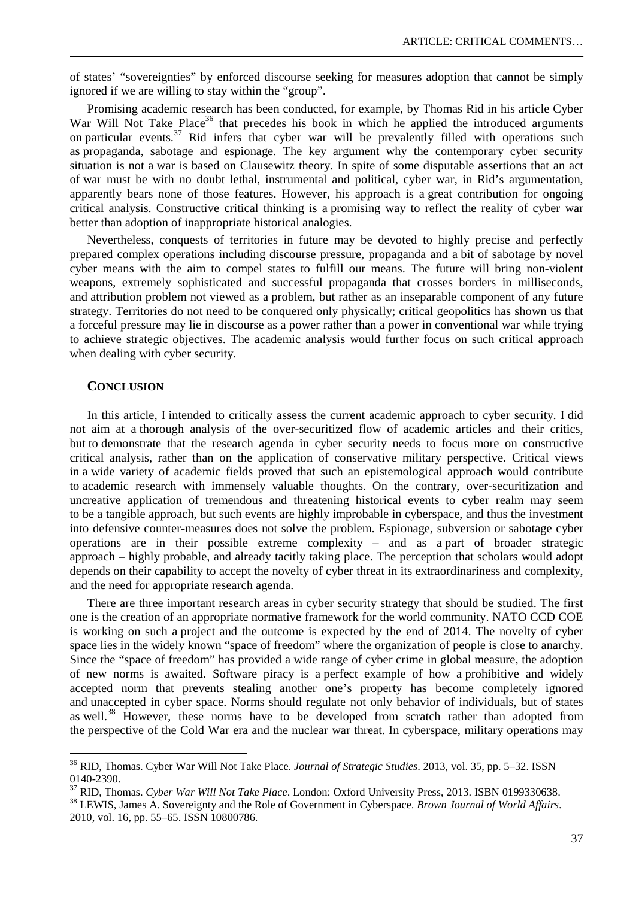of states' "sovereignties" by enforced discourse seeking for measures adoption that cannot be simply ignored if we are willing to stay within the "group".

Promising academic research has been conducted, for example, by Thomas Rid in his article Cyber War Will Not Take Place[36] that precedes his book in which he applied the introduced arguments on particular events.[37] Rid infers that cyber war will be prevalently filled with operations such as propaganda, sabotage and espionage. The key argument why the contemporary cyber security situation is not a war is based on Clausewitz theory. In spite of some disputable assertions that an act of war must be with no doubt lethal, instrumental and political, cyber war, in Rid's argumentation, apparently bears none of those features. However, his approach is a great contribution for ongoing critical analysis. Constructive critical thinking is a promising way to reflect the reality of cyber war better than adoption of inappropriate historical analogies.

Nevertheless, conquests of territories in future may be devoted to highly precise and perfectly prepared complex operations including discourse pressure, propaganda and a bit of sabotage by novel cyber means with the aim to compel states to fulfill our means. The future will bring non-violent weapons, extremely sophisticated and successful propaganda that crosses borders in milliseconds, and attribution problem not viewed as a problem, but rather as an inseparable component of any future strategy. Territories do not need to be conquered only physically; critical geopolitics has shown us that a forceful pressure may lie in discourse as a power rather than a power in conventional war while trying to achieve strategic objectives. The academic analysis would further focus on such critical approach when dealing with cyber security.

## Conclusion

In this article, I intended to critically assess the current academic approach to cyber security. I did not aim at a thorough analysis of the over-securitized flow of academic articles and their critics, but to demonstrate that the research agenda in cyber security needs to focus more on constructive critical analysis, rather than on the application of conservative military perspective. Critical views in a wide variety of academic fields proved that such an epistemological approach would contribute to academic research with immensely valuable thoughts. On the contrary, over-securitization and uncreative application of tremendous and threatening historical events to cyber realm may seem to be a tangible approach, but such events are highly improbable in cyberspace, and thus the investment into defensive counter-measures does not solve the problem. Espionage, subversion or sabotage cyber operations are in their possible extreme complexity – and as a part of broader strategic approach – highly probable, and already tacitly taking place. The perception that scholars would adopt depends on their capability to accept the novelty of cyber threat in its extraordinariness and complexity, and the need for appropriate research agenda.

There are three important research areas in cyber security strategy that should be studied. The first one is the creation of an appropriate normative framework for the world community. NATO CCD COE is working on such a project and the outcome is expected by the end of 2014. The novelty of cyber space lies in the widely known "space of freedom" where the organization of people is close to anarchy. Since the "space of freedom" has provided a wide range of cyber crime in global measure, the adoption of new norms is awaited. Software piracy is a perfect example of how a prohibitive and widely accepted norm that prevents stealing another one's property has become completely ignored and unaccepted in cyber space. Norms should regulate not only behavior of individuals, but of states as well.[38] However, these norms have to be developed from scratch rather than adopted from the perspective of the Cold War era and the nuclear war threat. In cyberspace, military operations may

---

[36] RID, Thomas. Cyber War Will Not Take Place. *Journal of Strategic Studies*. 2013, vol. 35, pp. 5–32. ISSN 0140-2390.

[37] RID, Thomas. *Cyber War Will Not Take Place*. London: Oxford University Press, 2013. ISBN 0199330638.

[38] LEWIS, James A. Sovereignty and the Role of Government in Cyberspace. *Brown Journal of World Affairs*. 2010, vol. 16, pp. 55–65. ISSN 10800786.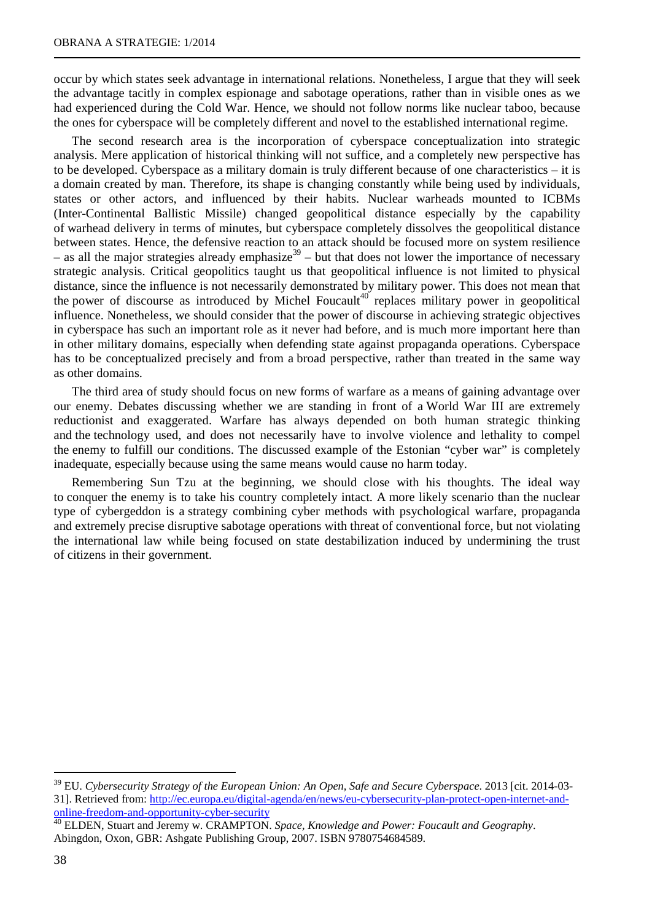occur by which states seek advantage in international relations. Nonetheless, I argue that they will seek the advantage tacitly in complex espionage and sabotage operations, rather than in visible ones as we had experienced during the Cold War. Hence, we should not follow norms like nuclear taboo, because the ones for cyberspace will be completely different and novel to the established international regime.

The second research area is the incorporation of cyberspace conceptualization into strategic analysis. Mere application of historical thinking will not suffice, and a completely new perspective has to be developed. Cyberspace as a military domain is truly different because of one characteristics – it is a domain created by man. Therefore, its shape is changing constantly while being used by individuals, states or other actors, and influenced by their habits. Nuclear warheads mounted to ICBMs (Inter-Continental Ballistic Missile) changed geopolitical distance especially by the capability of warhead delivery in terms of minutes, but cyberspace completely dissolves the geopolitical distance between states. Hence, the defensive reaction to an attack should be focused more on system resilience – as all the major strategies already emphasize[39] – but that does not lower the importance of necessary strategic analysis. Critical geopolitics taught us that geopolitical influence is not limited to physical distance, since the influence is not necessarily demonstrated by military power. This does not mean that the power of discourse as introduced by Michel Foucault[40] replaces military power in geopolitical influence. Nonetheless, we should consider that the power of discourse in achieving strategic objectives in cyberspace has such an important role as it never had before, and is much more important here than in other military domains, especially when defending state against propaganda operations. Cyberspace has to be conceptualized precisely and from a broad perspective, rather than treated in the same way as other domains.

The third area of study should focus on new forms of warfare as a means of gaining advantage over our enemy. Debates discussing whether we are standing in front of a World War III are extremely reductionist and exaggerated. Warfare has always depended on both human strategic thinking and the technology used, and does not necessarily have to involve violence and lethality to compel the enemy to fulfill our conditions. The discussed example of the Estonian "cyber war" is completely inadequate, especially because using the same means would cause no harm today.

Remembering Sun Tzu at the beginning, we should close with his thoughts. The ideal way to conquer the enemy is to take his country completely intact. A more likely scenario than the nuclear type of cybergeddon is a strategy combining cyber methods with psychological warfare, propaganda and extremely precise disruptive sabotage operations with threat of conventional force, but not violating the international law while being focused on state destabilization induced by undermining the trust of citizens in their government.

---

[39] EU. *Cybersecurity Strategy of the European Union: An Open, Safe and Secure Cyberspace*. 2013 [cit. 2014-03-31]. Retrieved from: http://ec.europa.eu/digital-agenda/en/news/eu-cybersecurity-plan-protect-open-internet-and-online-freedom-and-opportunity-cyber-security

[40] ELDEN, Stuart and Jeremy w. CRAMPTON. *Space, Knowledge and Power: Foucault and Geography*. Abingdon, Oxon, GBR: Ashgate Publishing Group, 2007. ISBN 9780754684589.